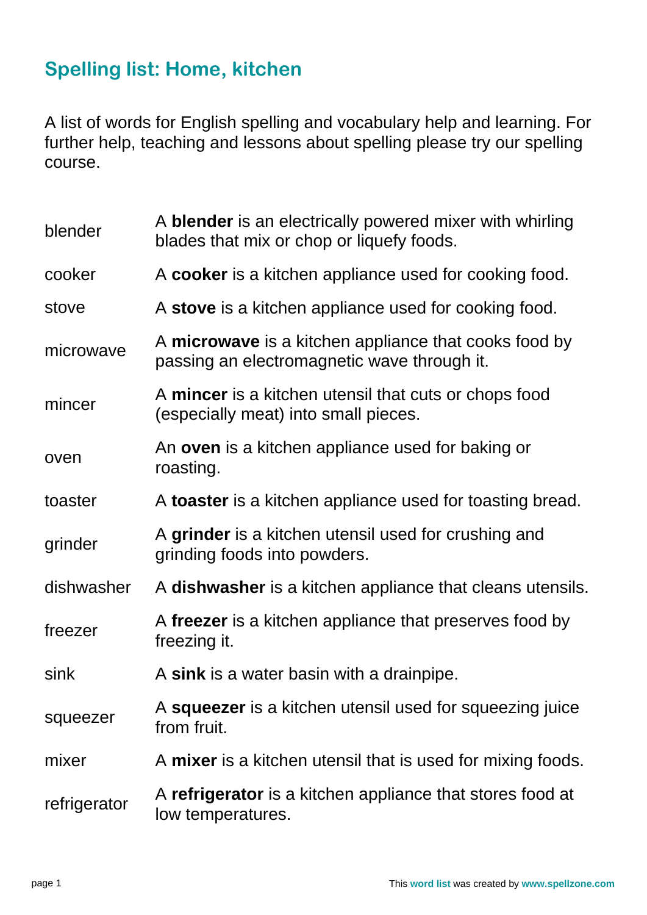## Spelling list: Home, kitchen

A list of words for English spelling and vocabulary help and learning. For further help, teaching and lessons about spelling please try our spelling course.

| | |
|---|---|
| blender | A **blender** is an electrically powered mixer with whirling blades that mix or chop or liquefy foods. |
| cooker | A **cooker** is a kitchen appliance used for cooking food. |
| stove | A **stove** is a kitchen appliance used for cooking food. |
| microwave | A **microwave** is a kitchen appliance that cooks food by passing an electromagnetic wave through it. |
| mincer | A **mincer** is a kitchen utensil that cuts or chops food (especially meat) into small pieces. |
| oven | An **oven** is a kitchen appliance used for baking or roasting. |
| toaster | A **toaster** is a kitchen appliance used for toasting bread. |
| grinder | A **grinder** is a kitchen utensil used for crushing and grinding foods into powders. |
| dishwasher | A **dishwasher** is a kitchen appliance that cleans utensils. |
| freezer | A **freezer** is a kitchen appliance that preserves food by freezing it. |
| sink | A **sink** is a water basin with a drainpipe. |
| squeezer | A **squeezer** is a kitchen utensil used for squeezing juice from fruit. |
| mixer | A **mixer** is a kitchen utensil that is used for mixing foods. |
| refrigerator | A **refrigerator** is a kitchen appliance that stores food at low temperatures. |

This **word list** was created by **www.spellzone.com**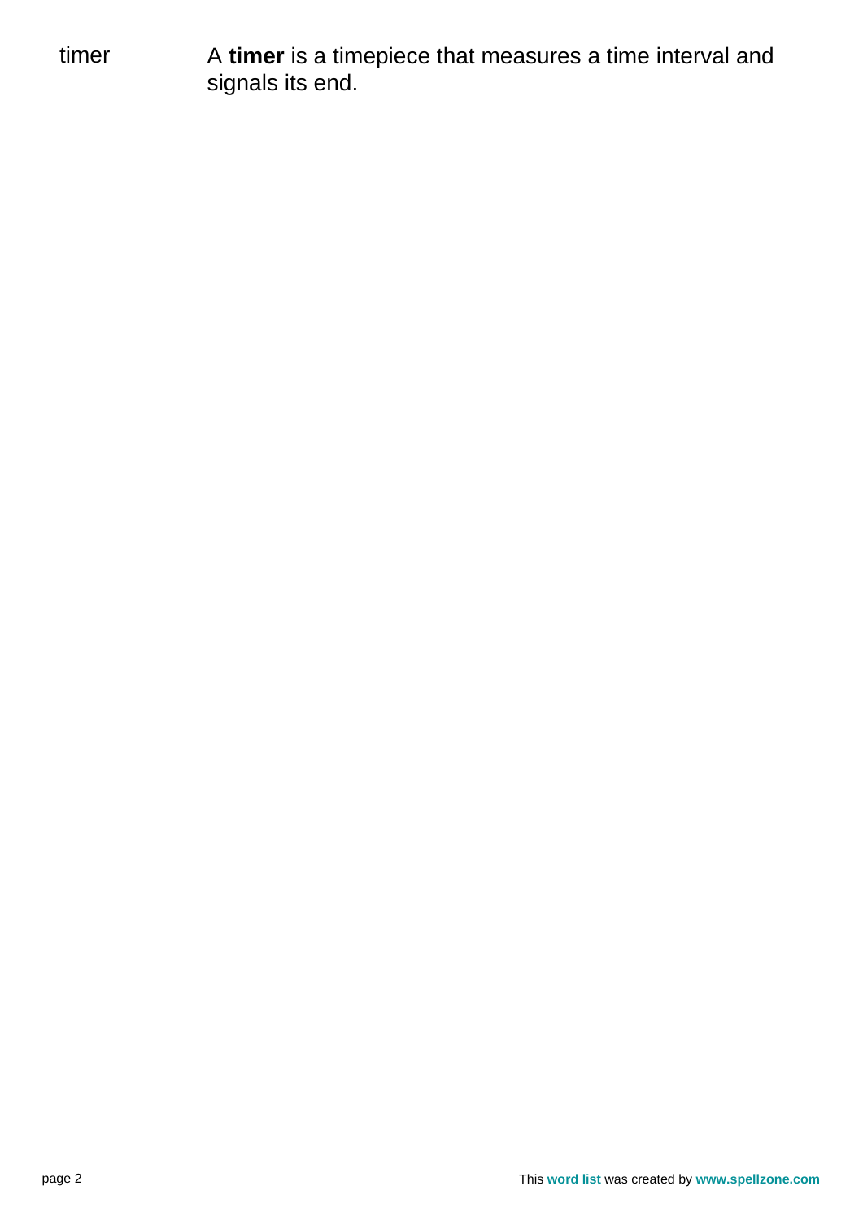| | |
|---|---|
| timer | A **timer** is a timepiece that measures a time interval and signals its end. |